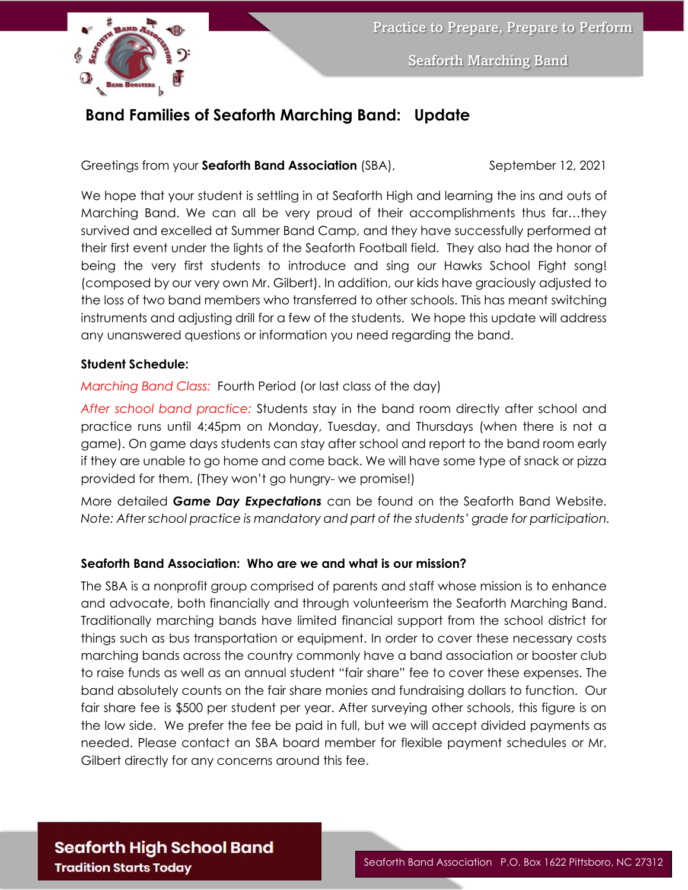# Band Families of Seaforth Marching Band: Update

Greetings from your **Seaforth Band Association** (SBA), September 12, 2021

We hope that your student is settling in at Seaforth High and learning the ins and outs of Marching Band. We can all be very proud of their accomplishments thus far…they survived and excelled at Summer Band Camp, and they have successfully performed at their first event under the lights of the Seaforth Football field. They also had the honor of being the very first students to introduce and sing our Hawks School Fight song! (composed by our very own Mr. Gilbert). In addition, our kids have graciously adjusted to the loss of two band members who transferred to other schools. This has meant switching instruments and adjusting drill for a few of the students. We hope this update will address any unanswered questions or information you need regarding the band.

**Student Schedule:**

*Marching Band Class:* Fourth Period (or last class of the day)

*After school band practice:* Students stay in the band room directly after school and practice runs until 4:45pm on Monday, Tuesday, and Thursdays (when there is not a game). On game days students can stay after school and report to the band room early if they are unable to go home and come back. We will have some type of snack or pizza provided for them. (They won't go hungry- we promise!)

More detailed ***Game Day Expectations*** can be found on the Seaforth Band Website. *Note: After school practice is mandatory and part of the students' grade for participation.*

**Seaforth Band Association: Who are we and what is our mission?**

The SBA is a nonprofit group comprised of parents and staff whose mission is to enhance and advocate, both financially and through volunteerism the Seaforth Marching Band. Traditionally marching bands have limited financial support from the school district for things such as bus transportation or equipment. In order to cover these necessary costs marching bands across the country commonly have a band association or booster club to raise funds as well as an annual student "fair share" fee to cover these expenses. The band absolutely counts on the fair share monies and fundraising dollars to function. Our fair share fee is $500 per student per year. After surveying other schools, this figure is on the low side. We prefer the fee be paid in full, but we will accept divided payments as needed. Please contact an SBA board member for flexible payment schedules or Mr. Gilbert directly for any concerns around this fee.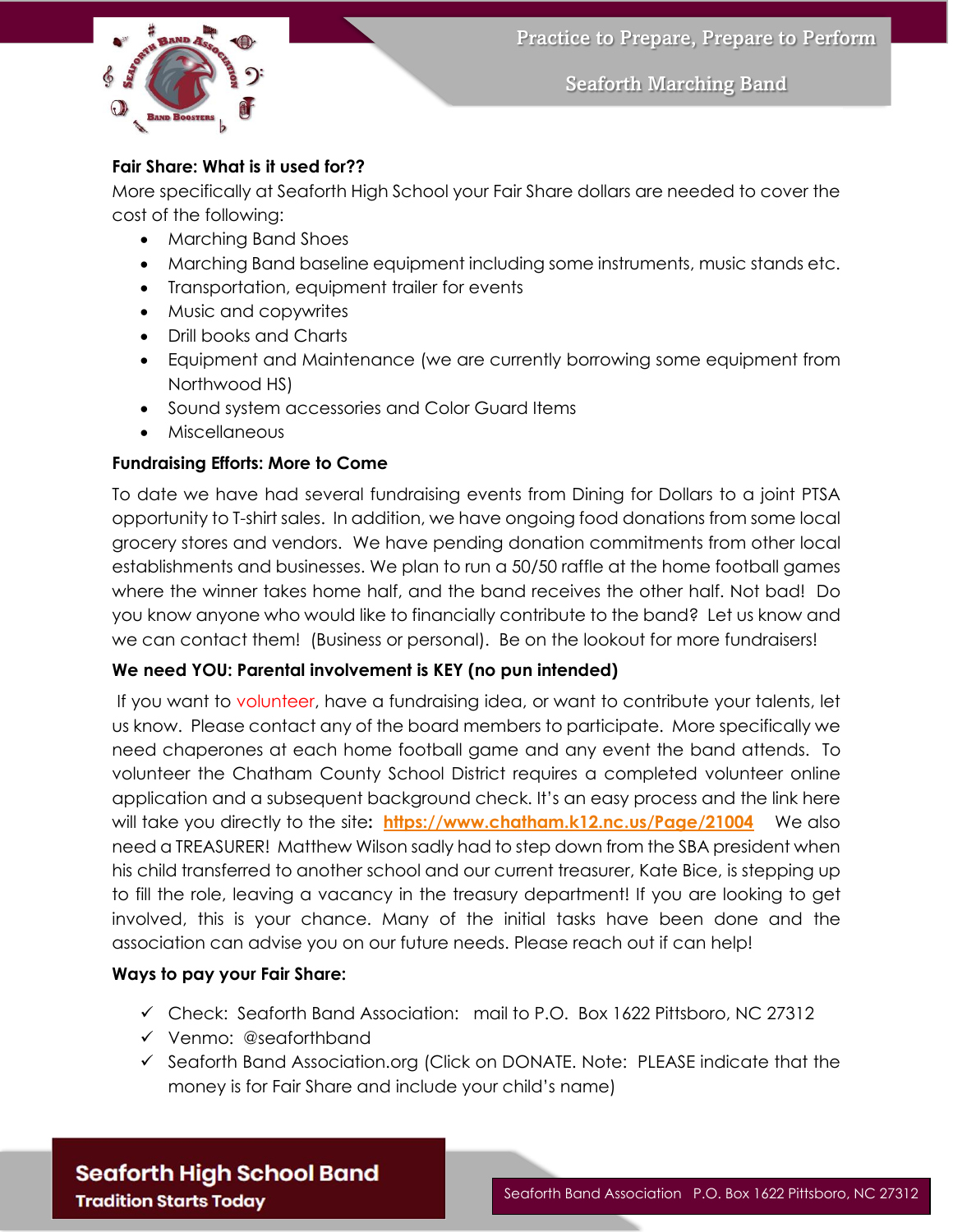**Fair Share: What is it used for??**

More specifically at Seaforth High School your Fair Share dollars are needed to cover the cost of the following:

- Marching Band Shoes
- Marching Band baseline equipment including some instruments, music stands etc.
- Transportation, equipment trailer for events
- Music and copywrites
- Drill books and Charts
- Equipment and Maintenance (we are currently borrowing some equipment from Northwood HS)
- Sound system accessories and Color Guard Items
- Miscellaneous

**Fundraising Efforts: More to Come**

To date we have had several fundraising events from Dining for Dollars to a joint PTSA opportunity to T-shirt sales. In addition, we have ongoing food donations from some local grocery stores and vendors. We have pending donation commitments from other local establishments and businesses. We plan to run a 50/50 raffle at the home football games where the winner takes home half, and the band receives the other half. Not bad! Do you know anyone who would like to financially contribute to the band? Let us know and we can contact them! (Business or personal). Be on the lookout for more fundraisers!

**We need YOU: Parental involvement is KEY (no pun intended)**

If you want to volunteer, have a fundraising idea, or want to contribute your talents, let us know. Please contact any of the board members to participate. More specifically we need chaperones at each home football game and any event the band attends. To volunteer the Chatham County School District requires a completed volunteer online application and a subsequent background check. It's an easy process and the link here will take you directly to the site: **https://www.chatham.k12.nc.us/Page/21004** We also need a TREASURER! Matthew Wilson sadly had to step down from the SBA president when his child transferred to another school and our current treasurer, Kate Bice, is stepping up to fill the role, leaving a vacancy in the treasury department! If you are looking to get involved, this is your chance. Many of the initial tasks have been done and the association can advise you on our future needs. Please reach out if can help!

**Ways to pay your Fair Share:**

- ✓ Check: Seaforth Band Association: mail to P.O. Box 1622 Pittsboro, NC 27312
- ✓ Venmo: @seaforthband
- ✓ Seaforth Band Association.org (Click on DONATE. Note: PLEASE indicate that the money is for Fair Share and include your child's name)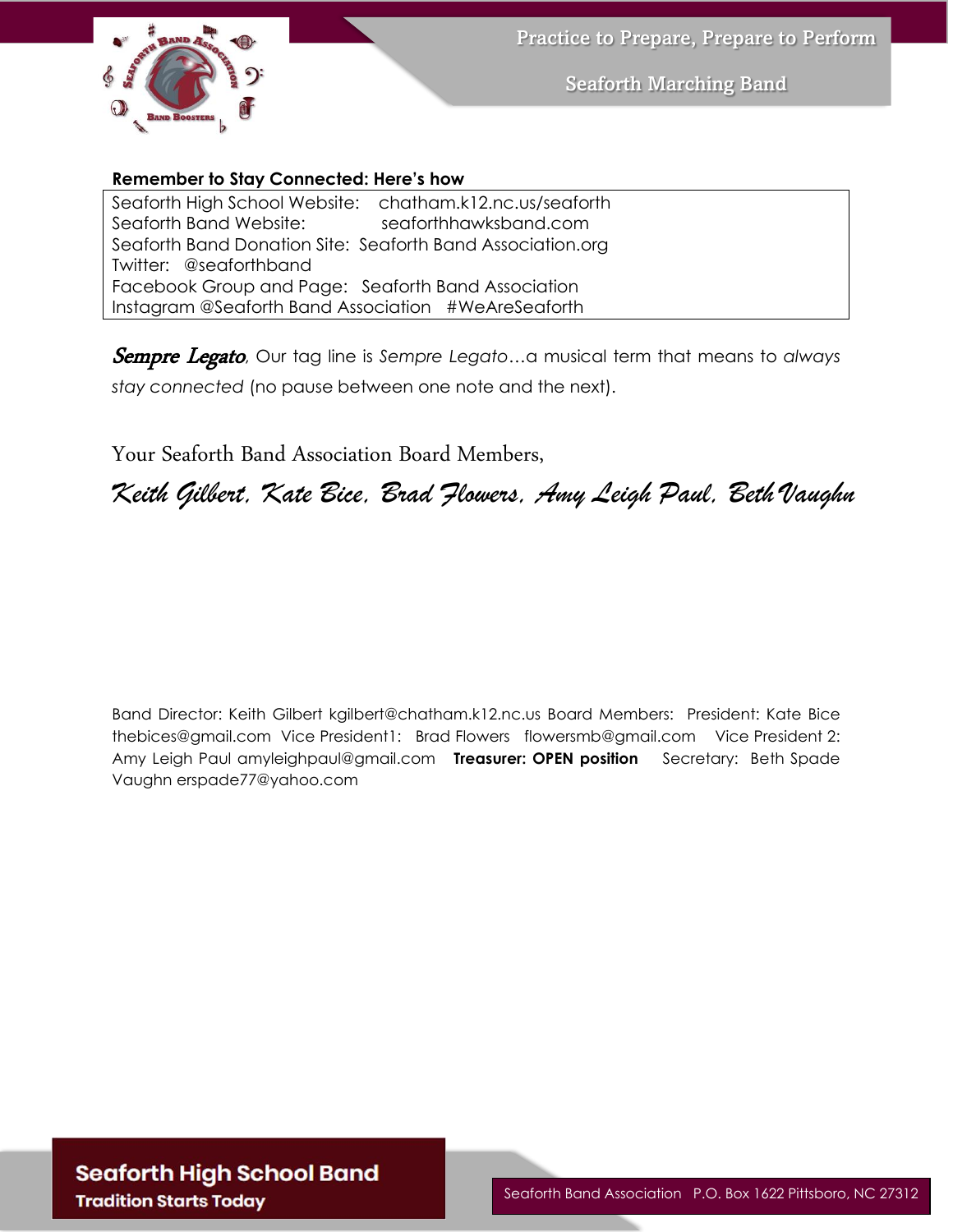**Remember to Stay Connected: Here's how**

| |
|---|
| Seaforth High School Website: chatham.k12.nc.us/seaforth<br>Seaforth Band Website: seaforthhawksband.com<br>Seaforth Band Donation Site: Seaforth Band Association.org<br>Twitter: @seaforthband<br>Facebook Group and Page: Seaforth Band Association<br>Instagram @Seaforth Band Association #WeAreSeaforth |

***Sempre Legato***, Our tag line is *Sempre Legato*…a musical term that means to *always stay connected* (no pause between one note and the next).

Your Seaforth Band Association Board Members,

*Keith Gilbert, Kate Bice, Brad Flowers, Amy Leigh Paul, Beth Vaughn*

Band Director: Keith Gilbert kgilbert@chatham.k12.nc.us Board Members: President: Kate Bice thebices@gmail.com Vice President1: Brad Flowers flowersmb@gmail.com Vice President 2: Amy Leigh Paul amyleighpaul@gmail.com **Treasurer: OPEN position** Secretary: Beth Spade Vaughn erspade77@yahoo.com